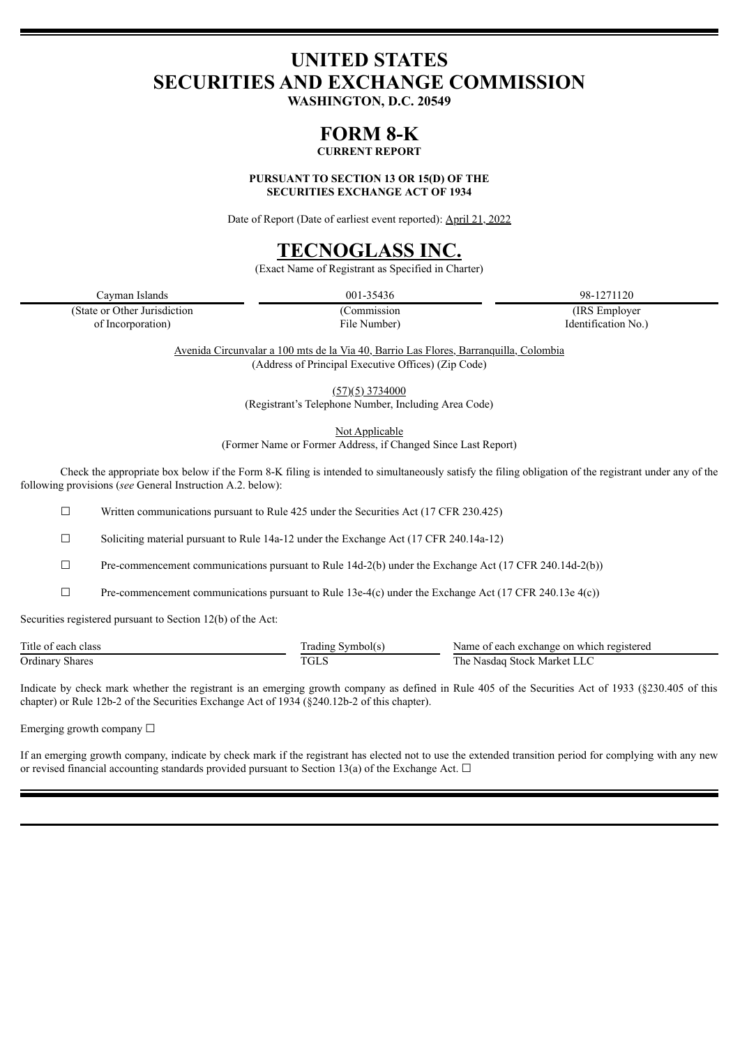# UNITED STATES
# SECURITIES AND EXCHANGE COMMISSION

**WASHINGTON, D.C. 20549**

# FORM 8-K

**CURRENT REPORT**

**PURSUANT TO SECTION 13 OR 15(D) OF THE SECURITIES EXCHANGE ACT OF 1934**

Date of Report (Date of earliest event reported): April 21, 2022

# TECNOGLASS INC.

(Exact Name of Registrant as Specified in Charter)

| Cayman Islands | 001-35436 | 98-1271120 |
|---|---|---|
| (State or Other Jurisdiction of Incorporation) | (Commission File Number) | (IRS Employer Identification No.) |

Avenida Circunvalar a 100 mts de la Via 40, Barrio Las Flores, Barranquilla, Colombia
(Address of Principal Executive Offices) (Zip Code)

(57)(5) 3734000
(Registrant's Telephone Number, Including Area Code)

Not Applicable
(Former Name or Former Address, if Changed Since Last Report)

Check the appropriate box below if the Form 8-K filing is intended to simultaneously satisfy the filing obligation of the registrant under any of the following provisions (*see* General Instruction A.2. below):

☐ Written communications pursuant to Rule 425 under the Securities Act (17 CFR 230.425)

☐ Soliciting material pursuant to Rule 14a-12 under the Exchange Act (17 CFR 240.14a-12)

☐ Pre-commencement communications pursuant to Rule 14d-2(b) under the Exchange Act (17 CFR 240.14d-2(b))

☐ Pre-commencement communications pursuant to Rule 13e-4(c) under the Exchange Act (17 CFR 240.13e 4(c))

Securities registered pursuant to Section 12(b) of the Act:

| Title of each class | Trading Symbol(s) | Name of each exchange on which registered |
|---|---|---|
| Ordinary Shares | TGLS | The Nasdaq Stock Market LLC |

Indicate by check mark whether the registrant is an emerging growth company as defined in Rule 405 of the Securities Act of 1933 (§230.405 of this chapter) or Rule 12b-2 of the Securities Exchange Act of 1934 (§240.12b-2 of this chapter).

Emerging growth company ☐

If an emerging growth company, indicate by check mark if the registrant has elected not to use the extended transition period for complying with any new or revised financial accounting standards provided pursuant to Section 13(a) of the Exchange Act. ☐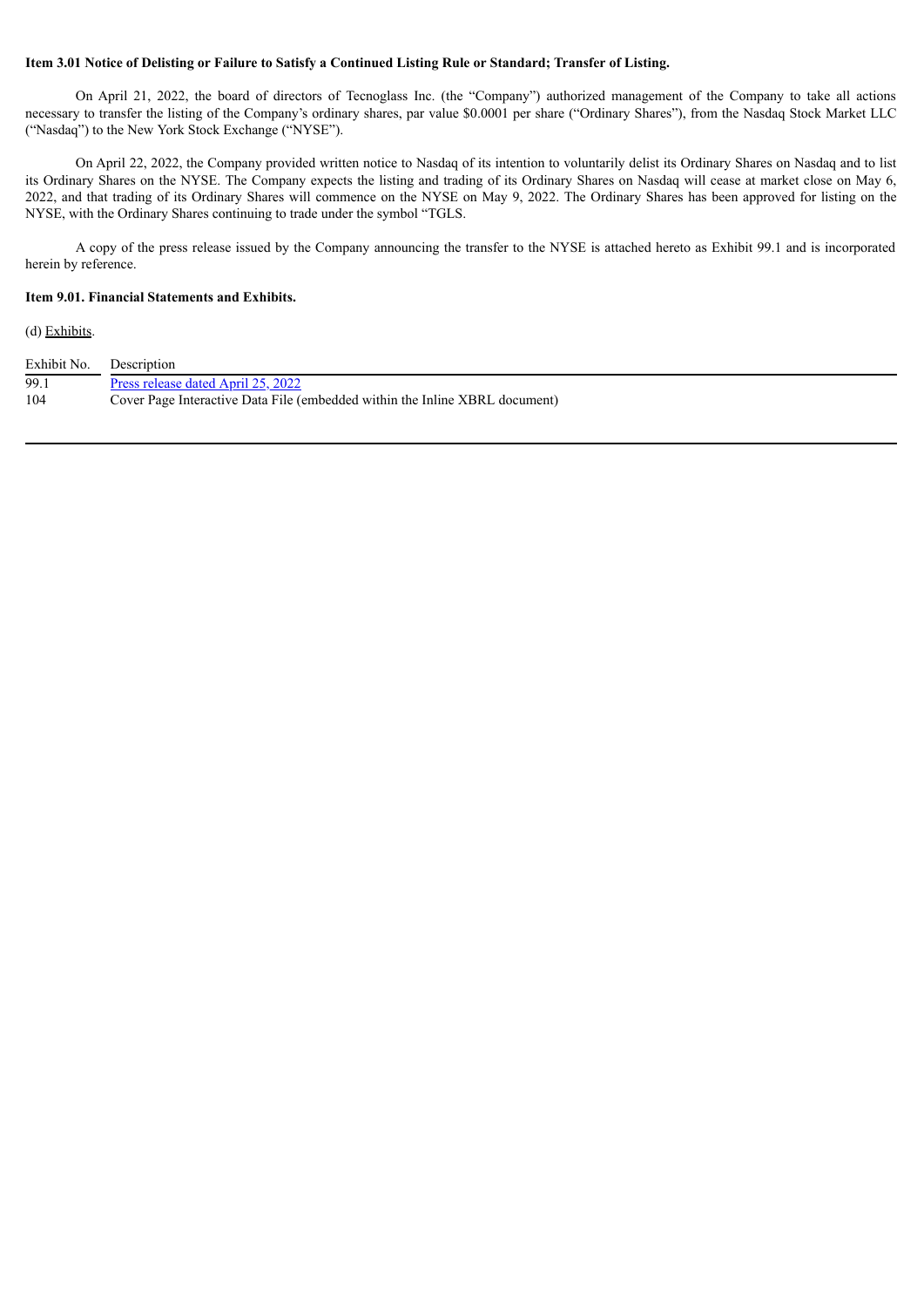**Item 3.01 Notice of Delisting or Failure to Satisfy a Continued Listing Rule or Standard; Transfer of Listing.**

On April 21, 2022, the board of directors of Tecnoglass Inc. (the "Company") authorized management of the Company to take all actions necessary to transfer the listing of the Company's ordinary shares, par value $0.0001 per share ("Ordinary Shares"), from the Nasdaq Stock Market LLC ("Nasdaq") to the New York Stock Exchange ("NYSE").

On April 22, 2022, the Company provided written notice to Nasdaq of its intention to voluntarily delist its Ordinary Shares on Nasdaq and to list its Ordinary Shares on the NYSE. The Company expects the listing and trading of its Ordinary Shares on Nasdaq will cease at market close on May 6, 2022, and that trading of its Ordinary Shares will commence on the NYSE on May 9, 2022. The Ordinary Shares has been approved for listing on the NYSE, with the Ordinary Shares continuing to trade under the symbol "TGLS.

A copy of the press release issued by the Company announcing the transfer to the NYSE is attached hereto as Exhibit 99.1 and is incorporated herein by reference.

**Item 9.01. Financial Statements and Exhibits.**

(d) Exhibits.

| Exhibit No. | Description |
|---|---|
| 99.1 | Press release dated April 25, 2022 |
| 104 | Cover Page Interactive Data File (embedded within the Inline XBRL document) |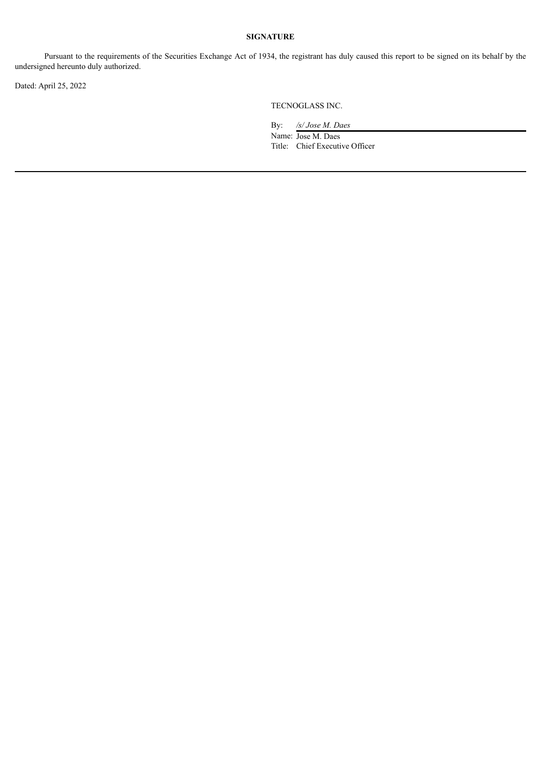**SIGNATURE**

Pursuant to the requirements of the Securities Exchange Act of 1934, the registrant has duly caused this report to be signed on its behalf by the undersigned hereunto duly authorized.

Dated: April 25, 2022

TECNOGLASS INC.

By: */s/ Jose M. Daes*
Name: Jose M. Daes
Title: Chief Executive Officer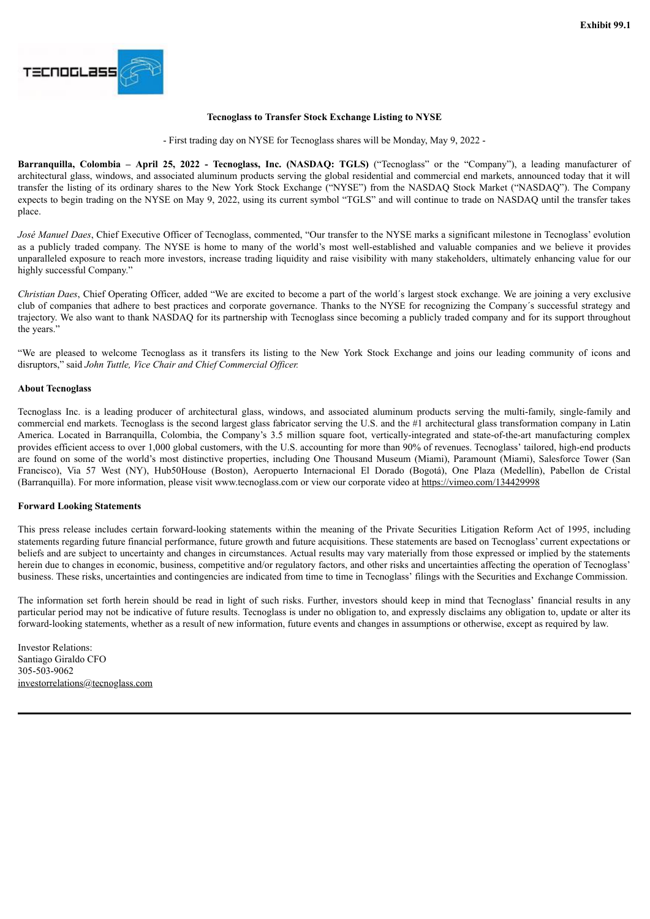Exhibit 99.1

**Tecnoglass to Transfer Stock Exchange Listing to NYSE**

- First trading day on NYSE for Tecnoglass shares will be Monday, May 9, 2022 -

**Barranquilla, Colombia – April 25, 2022 - Tecnoglass, Inc. (NASDAQ: TGLS)** ("Tecnoglass" or the "Company"), a leading manufacturer of architectural glass, windows, and associated aluminum products serving the global residential and commercial end markets, announced today that it will transfer the listing of its ordinary shares to the New York Stock Exchange ("NYSE") from the NASDAQ Stock Market ("NASDAQ"). The Company expects to begin trading on the NYSE on May 9, 2022, using its current symbol "TGLS" and will continue to trade on NASDAQ until the transfer takes place.

*José Manuel Daes*, Chief Executive Officer of Tecnoglass, commented, "Our transfer to the NYSE marks a significant milestone in Tecnoglass' evolution as a publicly traded company. The NYSE is home to many of the world's most well-established and valuable companies and we believe it provides unparalleled exposure to reach more investors, increase trading liquidity and raise visibility with many stakeholders, ultimately enhancing value for our highly successful Company."

*Christian Daes*, Chief Operating Officer, added "We are excited to become a part of the world´s largest stock exchange. We are joining a very exclusive club of companies that adhere to best practices and corporate governance. Thanks to the NYSE for recognizing the Company´s successful strategy and trajectory. We also want to thank NASDAQ for its partnership with Tecnoglass since becoming a publicly traded company and for its support throughout the years."

"We are pleased to welcome Tecnoglass as it transfers its listing to the New York Stock Exchange and joins our leading community of icons and disruptors," said *John Tuttle, Vice Chair and Chief Commercial Officer.*

**About Tecnoglass**

Tecnoglass Inc. is a leading producer of architectural glass, windows, and associated aluminum products serving the multi-family, single-family and commercial end markets. Tecnoglass is the second largest glass fabricator serving the U.S. and the #1 architectural glass transformation company in Latin America. Located in Barranquilla, Colombia, the Company's 3.5 million square foot, vertically-integrated and state-of-the-art manufacturing complex provides efficient access to over 1,000 global customers, with the U.S. accounting for more than 90% of revenues. Tecnoglass' tailored, high-end products are found on some of the world's most distinctive properties, including One Thousand Museum (Miami), Paramount (Miami), Salesforce Tower (San Francisco), Via 57 West (NY), Hub50House (Boston), Aeropuerto Internacional El Dorado (Bogotá), One Plaza (Medellín), Pabellon de Cristal (Barranquilla). For more information, please visit www.tecnoglass.com or view our corporate video at https://vimeo.com/134429998

**Forward Looking Statements**

This press release includes certain forward-looking statements within the meaning of the Private Securities Litigation Reform Act of 1995, including statements regarding future financial performance, future growth and future acquisitions. These statements are based on Tecnoglass' current expectations or beliefs and are subject to uncertainty and changes in circumstances. Actual results may vary materially from those expressed or implied by the statements herein due to changes in economic, business, competitive and/or regulatory factors, and other risks and uncertainties affecting the operation of Tecnoglass' business. These risks, uncertainties and contingencies are indicated from time to time in Tecnoglass' filings with the Securities and Exchange Commission.

The information set forth herein should be read in light of such risks. Further, investors should keep in mind that Tecnoglass' financial results in any particular period may not be indicative of future results. Tecnoglass is under no obligation to, and expressly disclaims any obligation to, update or alter its forward-looking statements, whether as a result of new information, future events and changes in assumptions or otherwise, except as required by law.

Investor Relations:
Santiago Giraldo CFO
305-503-9062
investorrelations@tecnoglass.com